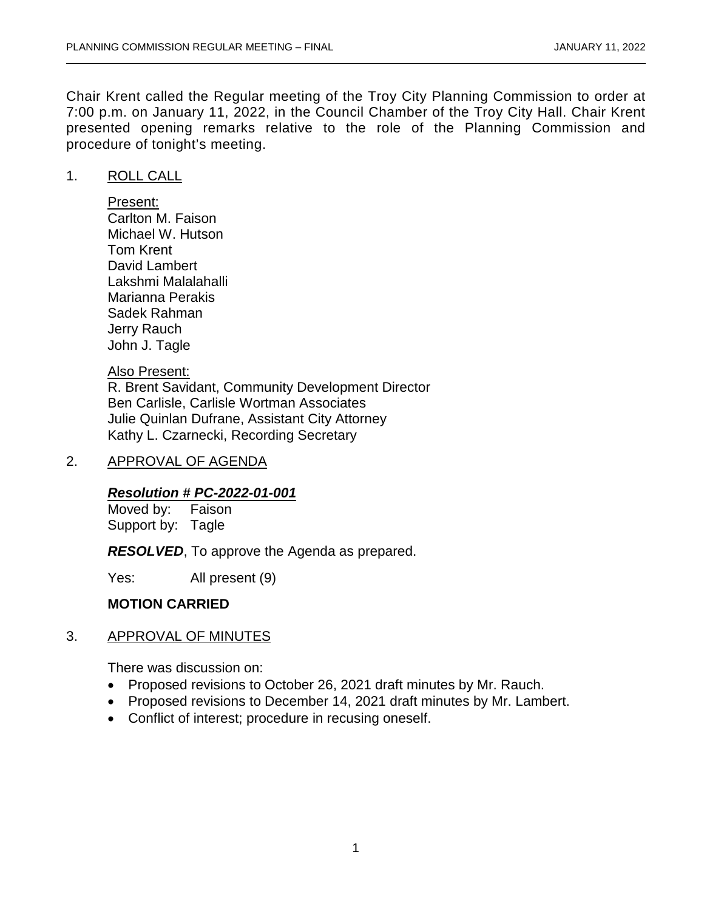Chair Krent called the Regular meeting of the Troy City Planning Commission to order at 7:00 p.m. on January 11, 2022, in the Council Chamber of the Troy City Hall. Chair Krent presented opening remarks relative to the role of the Planning Commission and procedure of tonight's meeting.

1. ROLL CALL

   Present:
   Carlton M. Faison
   Michael W. Hutson
   Tom Krent
   David Lambert
   Lakshmi Malalahalli
   Marianna Perakis
   Sadek Rahman
   Jerry Rauch
   John J. Tagle

   Also Present:
   R. Brent Savidant, Community Development Director
   Ben Carlisle, Carlisle Wortman Associates
   Julie Quinlan Dufrane, Assistant City Attorney
   Kathy L. Czarnecki, Recording Secretary

2. APPROVAL OF AGENDA

   ***Resolution # PC-2022-01-001***
   Moved by: Faison
   Support by: Tagle

   ***RESOLVED***, To approve the Agenda as prepared.

   Yes: All present (9)

   **MOTION CARRIED**

3. APPROVAL OF MINUTES

   There was discussion on:
   - Proposed revisions to October 26, 2021 draft minutes by Mr. Rauch.
   - Proposed revisions to December 14, 2021 draft minutes by Mr. Lambert.
   - Conflict of interest; procedure in recusing oneself.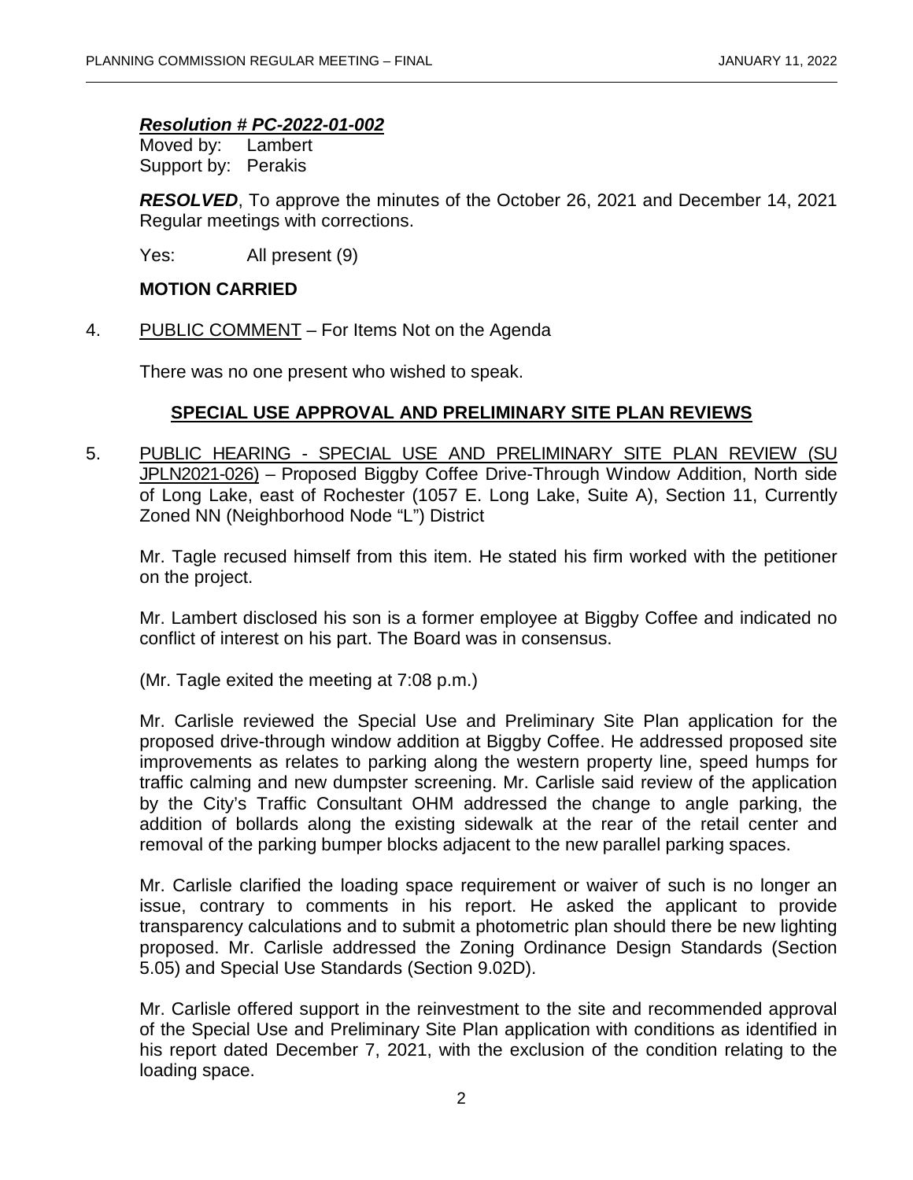***Resolution # PC-2022-01-002***
Moved by: Lambert
Support by: Perakis

***RESOLVED***, To approve the minutes of the October 26, 2021 and December 14, 2021 Regular meetings with corrections.

Yes: All present (9)

**MOTION CARRIED**

4. PUBLIC COMMENT – For Items Not on the Agenda

There was no one present who wished to speak.

## SPECIAL USE APPROVAL AND PRELIMINARY SITE PLAN REVIEWS

5. PUBLIC HEARING - SPECIAL USE AND PRELIMINARY SITE PLAN REVIEW (SU JPLN2021-026) – Proposed Biggby Coffee Drive-Through Window Addition, North side of Long Lake, east of Rochester (1057 E. Long Lake, Suite A), Section 11, Currently Zoned NN (Neighborhood Node "L") District

Mr. Tagle recused himself from this item. He stated his firm worked with the petitioner on the project.

Mr. Lambert disclosed his son is a former employee at Biggby Coffee and indicated no conflict of interest on his part. The Board was in consensus.

(Mr. Tagle exited the meeting at 7:08 p.m.)

Mr. Carlisle reviewed the Special Use and Preliminary Site Plan application for the proposed drive-through window addition at Biggby Coffee. He addressed proposed site improvements as relates to parking along the western property line, speed humps for traffic calming and new dumpster screening. Mr. Carlisle said review of the application by the City's Traffic Consultant OHM addressed the change to angle parking, the addition of bollards along the existing sidewalk at the rear of the retail center and removal of the parking bumper blocks adjacent to the new parallel parking spaces.

Mr. Carlisle clarified the loading space requirement or waiver of such is no longer an issue, contrary to comments in his report. He asked the applicant to provide transparency calculations and to submit a photometric plan should there be new lighting proposed. Mr. Carlisle addressed the Zoning Ordinance Design Standards (Section 5.05) and Special Use Standards (Section 9.02D).

Mr. Carlisle offered support in the reinvestment to the site and recommended approval of the Special Use and Preliminary Site Plan application with conditions as identified in his report dated December 7, 2021, with the exclusion of the condition relating to the loading space.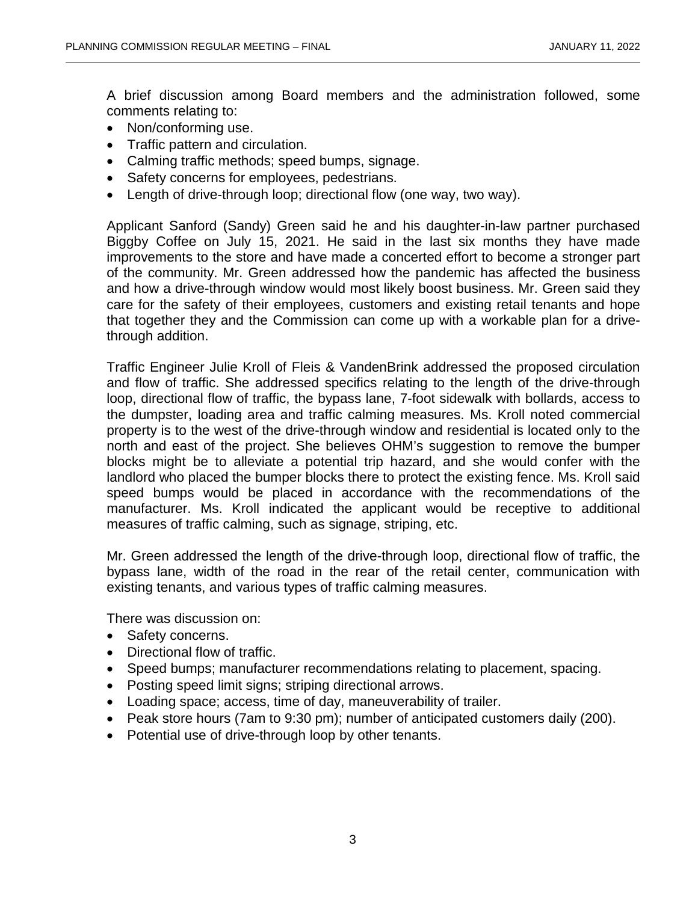A brief discussion among Board members and the administration followed, some comments relating to:

- Non/conforming use.
- Traffic pattern and circulation.
- Calming traffic methods; speed bumps, signage.
- Safety concerns for employees, pedestrians.
- Length of drive-through loop; directional flow (one way, two way).

Applicant Sanford (Sandy) Green said he and his daughter-in-law partner purchased Biggby Coffee on July 15, 2021. He said in the last six months they have made improvements to the store and have made a concerted effort to become a stronger part of the community. Mr. Green addressed how the pandemic has affected the business and how a drive-through window would most likely boost business. Mr. Green said they care for the safety of their employees, customers and existing retail tenants and hope that together they and the Commission can come up with a workable plan for a drive-through addition.

Traffic Engineer Julie Kroll of Fleis & VandenBrink addressed the proposed circulation and flow of traffic. She addressed specifics relating to the length of the drive-through loop, directional flow of traffic, the bypass lane, 7-foot sidewalk with bollards, access to the dumpster, loading area and traffic calming measures. Ms. Kroll noted commercial property is to the west of the drive-through window and residential is located only to the north and east of the project. She believes OHM's suggestion to remove the bumper blocks might be to alleviate a potential trip hazard, and she would confer with the landlord who placed the bumper blocks there to protect the existing fence. Ms. Kroll said speed bumps would be placed in accordance with the recommendations of the manufacturer. Ms. Kroll indicated the applicant would be receptive to additional measures of traffic calming, such as signage, striping, etc.

Mr. Green addressed the length of the drive-through loop, directional flow of traffic, the bypass lane, width of the road in the rear of the retail center, communication with existing tenants, and various types of traffic calming measures.

There was discussion on:

- Safety concerns.
- Directional flow of traffic.
- Speed bumps; manufacturer recommendations relating to placement, spacing.
- Posting speed limit signs; striping directional arrows.
- Loading space; access, time of day, maneuverability of trailer.
- Peak store hours (7am to 9:30 pm); number of anticipated customers daily (200).
- Potential use of drive-through loop by other tenants.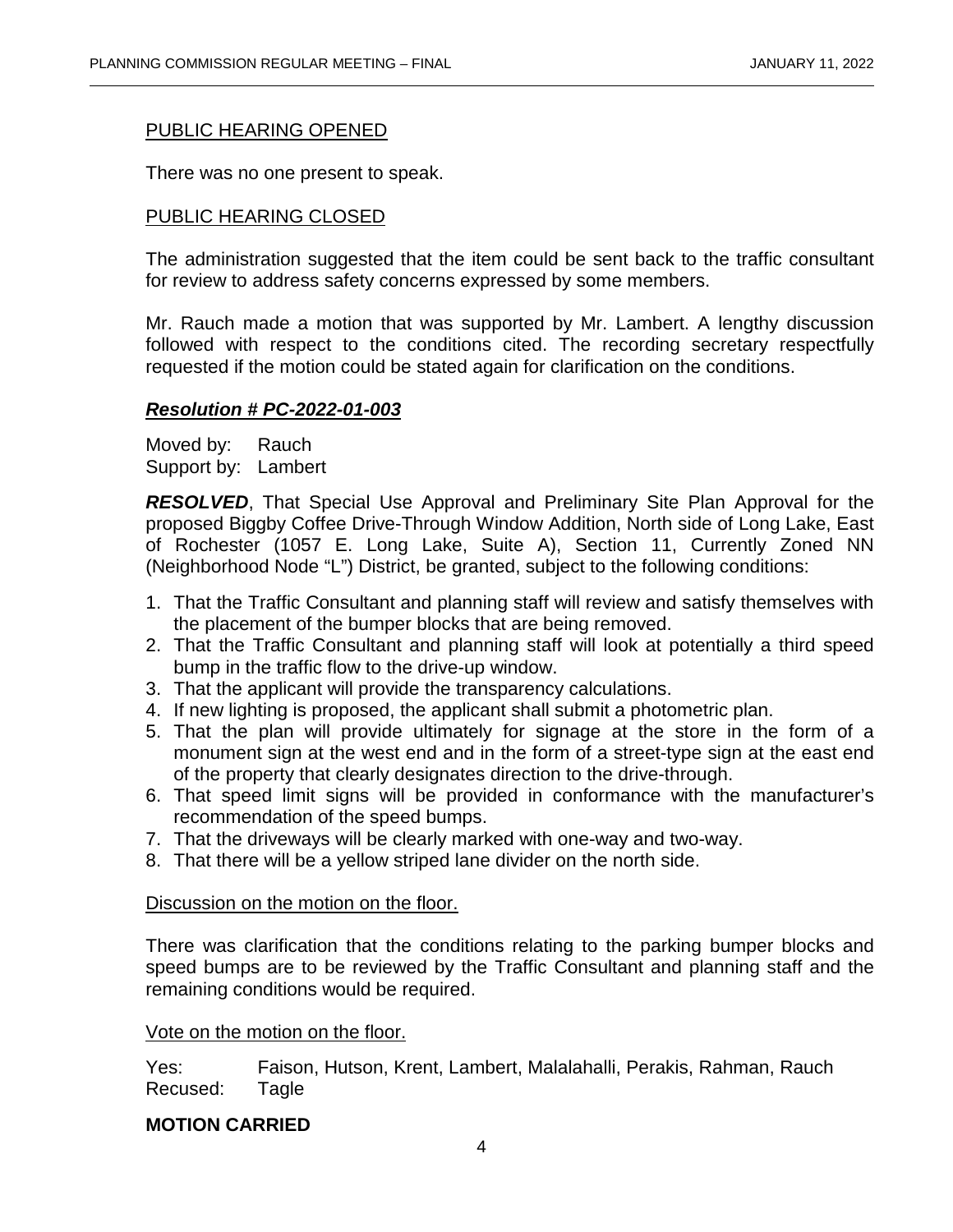PUBLIC HEARING OPENED

There was no one present to speak.

PUBLIC HEARING CLOSED

The administration suggested that the item could be sent back to the traffic consultant for review to address safety concerns expressed by some members.

Mr. Rauch made a motion that was supported by Mr. Lambert. A lengthy discussion followed with respect to the conditions cited. The recording secretary respectfully requested if the motion could be stated again for clarification on the conditions.

***Resolution # PC-2022-01-003***

Moved by: Rauch
Support by: Lambert

***RESOLVED***, That Special Use Approval and Preliminary Site Plan Approval for the proposed Biggby Coffee Drive-Through Window Addition, North side of Long Lake, East of Rochester (1057 E. Long Lake, Suite A), Section 11, Currently Zoned NN (Neighborhood Node "L") District, be granted, subject to the following conditions:

1. That the Traffic Consultant and planning staff will review and satisfy themselves with the placement of the bumper blocks that are being removed.
2. That the Traffic Consultant and planning staff will look at potentially a third speed bump in the traffic flow to the drive-up window.
3. That the applicant will provide the transparency calculations.
4. If new lighting is proposed, the applicant shall submit a photometric plan.
5. That the plan will provide ultimately for signage at the store in the form of a monument sign at the west end and in the form of a street-type sign at the east end of the property that clearly designates direction to the drive-through.
6. That speed limit signs will be provided in conformance with the manufacturer's recommendation of the speed bumps.
7. That the driveways will be clearly marked with one-way and two-way.
8. That there will be a yellow striped lane divider on the north side.

Discussion on the motion on the floor.

There was clarification that the conditions relating to the parking bumper blocks and speed bumps are to be reviewed by the Traffic Consultant and planning staff and the remaining conditions would be required.

Vote on the motion on the floor.

Yes: Faison, Hutson, Krent, Lambert, Malalahalli, Perakis, Rahman, Rauch
Recused: Tagle

**MOTION CARRIED**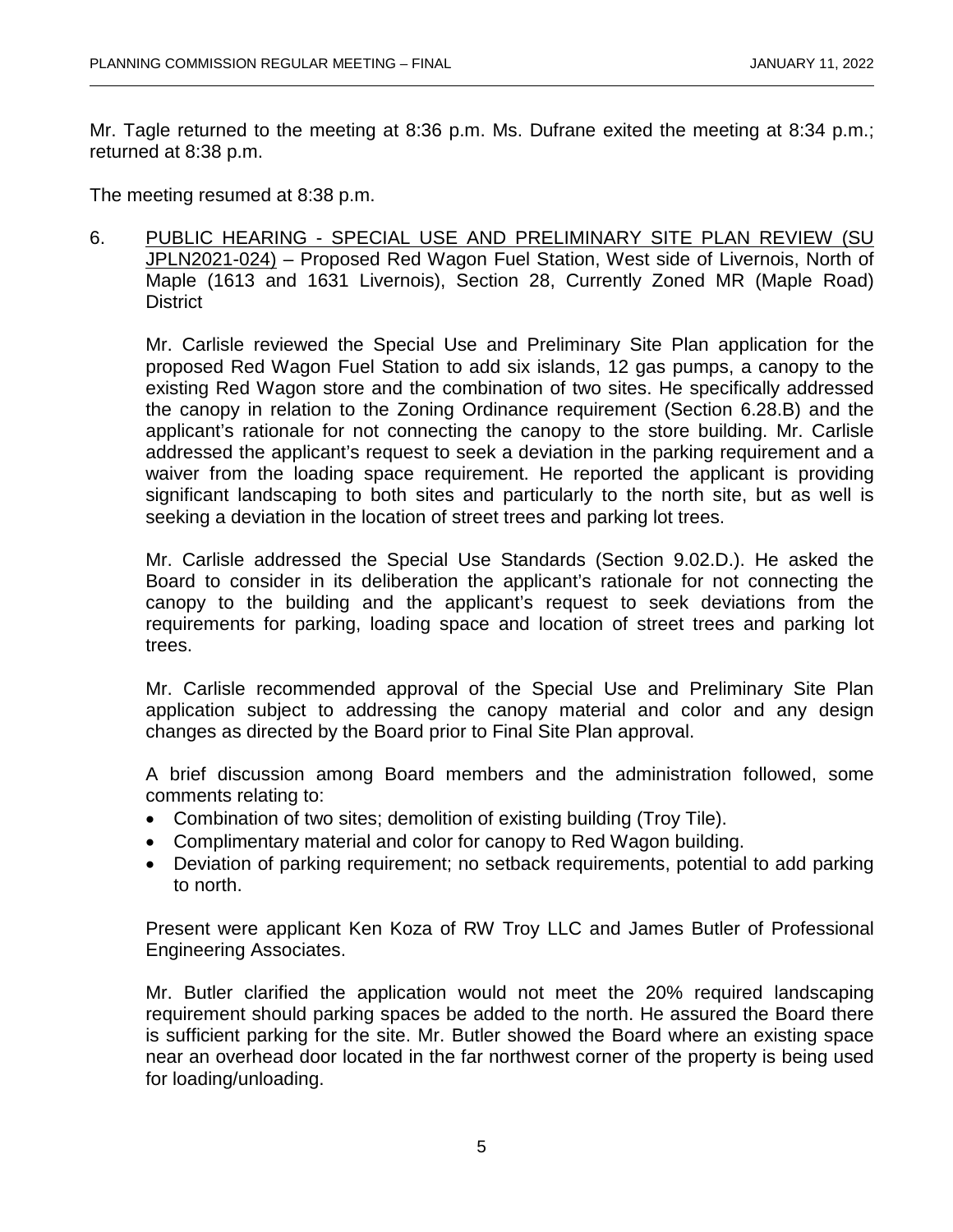Mr. Tagle returned to the meeting at 8:36 p.m. Ms. Dufrane exited the meeting at 8:34 p.m.; returned at 8:38 p.m.

The meeting resumed at 8:38 p.m.

6. PUBLIC HEARING - SPECIAL USE AND PRELIMINARY SITE PLAN REVIEW (SU JPLN2021-024) – Proposed Red Wagon Fuel Station, West side of Livernois, North of Maple (1613 and 1631 Livernois), Section 28, Currently Zoned MR (Maple Road) District

   Mr. Carlisle reviewed the Special Use and Preliminary Site Plan application for the proposed Red Wagon Fuel Station to add six islands, 12 gas pumps, a canopy to the existing Red Wagon store and the combination of two sites. He specifically addressed the canopy in relation to the Zoning Ordinance requirement (Section 6.28.B) and the applicant's rationale for not connecting the canopy to the store building. Mr. Carlisle addressed the applicant's request to seek a deviation in the parking requirement and a waiver from the loading space requirement. He reported the applicant is providing significant landscaping to both sites and particularly to the north site, but as well is seeking a deviation in the location of street trees and parking lot trees.

   Mr. Carlisle addressed the Special Use Standards (Section 9.02.D.). He asked the Board to consider in its deliberation the applicant's rationale for not connecting the canopy to the building and the applicant's request to seek deviations from the requirements for parking, loading space and location of street trees and parking lot trees.

   Mr. Carlisle recommended approval of the Special Use and Preliminary Site Plan application subject to addressing the canopy material and color and any design changes as directed by the Board prior to Final Site Plan approval.

   A brief discussion among Board members and the administration followed, some comments relating to:

   - Combination of two sites; demolition of existing building (Troy Tile).
   - Complimentary material and color for canopy to Red Wagon building.
   - Deviation of parking requirement; no setback requirements, potential to add parking to north.

   Present were applicant Ken Koza of RW Troy LLC and James Butler of Professional Engineering Associates.

   Mr. Butler clarified the application would not meet the 20% required landscaping requirement should parking spaces be added to the north. He assured the Board there is sufficient parking for the site. Mr. Butler showed the Board where an existing space near an overhead door located in the far northwest corner of the property is being used for loading/unloading.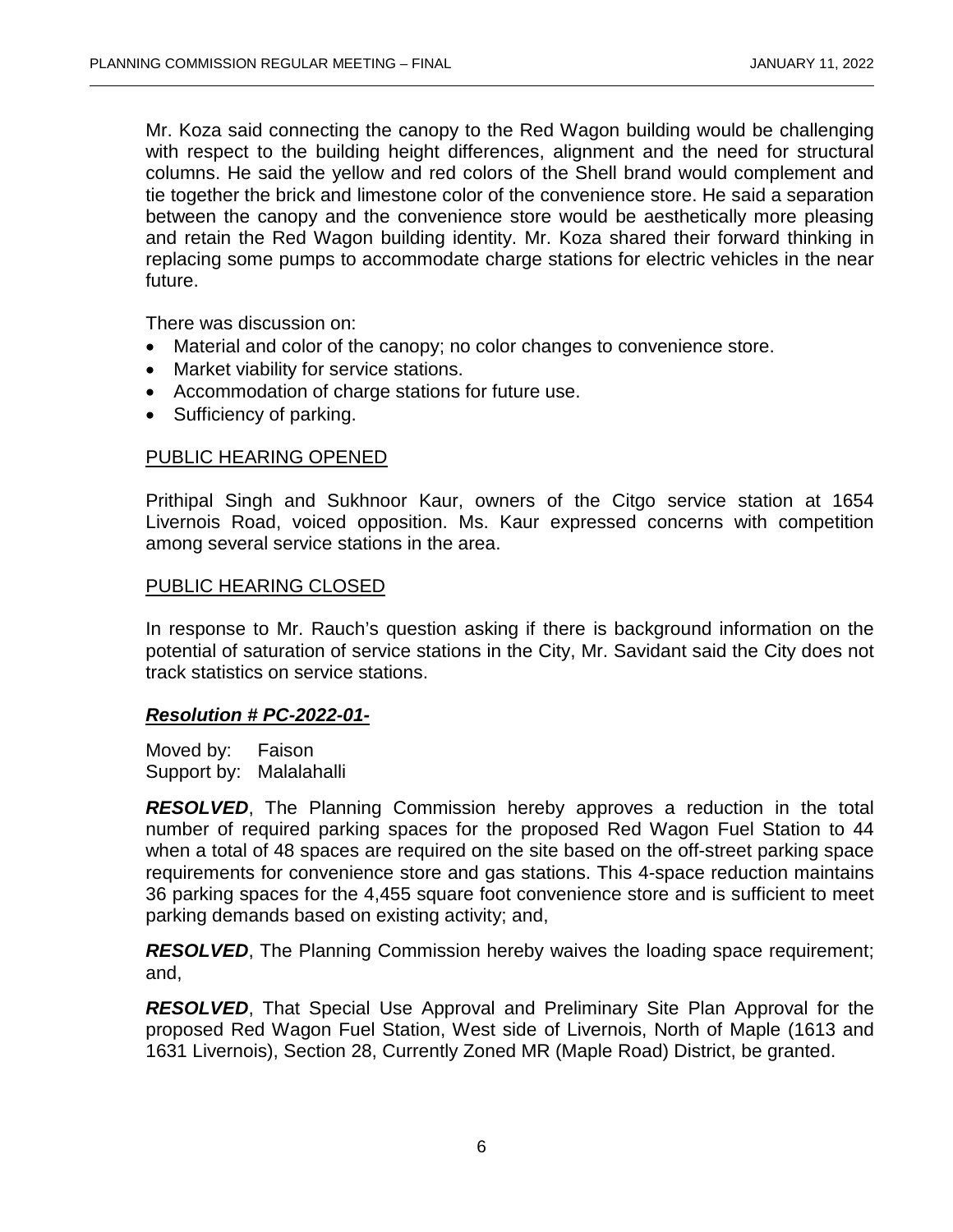Mr. Koza said connecting the canopy to the Red Wagon building would be challenging with respect to the building height differences, alignment and the need for structural columns. He said the yellow and red colors of the Shell brand would complement and tie together the brick and limestone color of the convenience store. He said a separation between the canopy and the convenience store would be aesthetically more pleasing and retain the Red Wagon building identity. Mr. Koza shared their forward thinking in replacing some pumps to accommodate charge stations for electric vehicles in the near future.

There was discussion on:

- Material and color of the canopy; no color changes to convenience store.
- Market viability for service stations.
- Accommodation of charge stations for future use.
- Sufficiency of parking.

<u>PUBLIC HEARING OPENED</u>

Prithipal Singh and Sukhnoor Kaur, owners of the Citgo service station at 1654 Livernois Road, voiced opposition. Ms. Kaur expressed concerns with competition among several service stations in the area.

<u>PUBLIC HEARING CLOSED</u>

In response to Mr. Rauch's question asking if there is background information on the potential of saturation of service stations in the City, Mr. Savidant said the City does not track statistics on service stations.

***<u>Resolution # PC-2022-01-</u>***

Moved by: Faison
Support by: Malalahalli

***RESOLVED***, The Planning Commission hereby approves a reduction in the total number of required parking spaces for the proposed Red Wagon Fuel Station to 44 when a total of 48 spaces are required on the site based on the off-street parking space requirements for convenience store and gas stations. This 4-space reduction maintains 36 parking spaces for the 4,455 square foot convenience store and is sufficient to meet parking demands based on existing activity; and,

***RESOLVED***, The Planning Commission hereby waives the loading space requirement; and,

***RESOLVED***, That Special Use Approval and Preliminary Site Plan Approval for the proposed Red Wagon Fuel Station, West side of Livernois, North of Maple (1613 and 1631 Livernois), Section 28, Currently Zoned MR (Maple Road) District, be granted.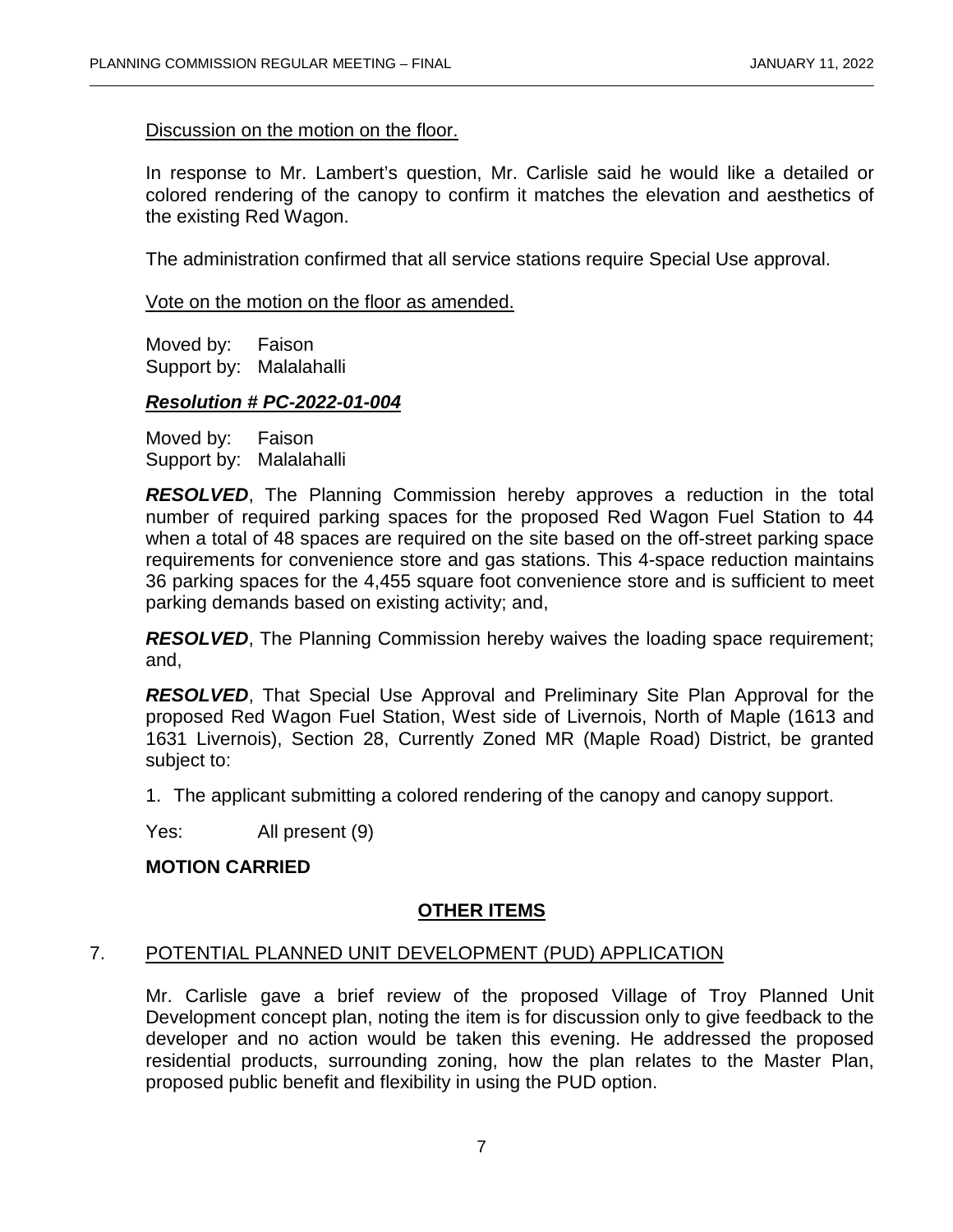Discussion on the motion on the floor.

In response to Mr. Lambert's question, Mr. Carlisle said he would like a detailed or colored rendering of the canopy to confirm it matches the elevation and aesthetics of the existing Red Wagon.

The administration confirmed that all service stations require Special Use approval.

Vote on the motion on the floor as amended.

Moved by: Faison
Support by: Malalahalli

***Resolution # PC-2022-01-004***

Moved by: Faison
Support by: Malalahalli

***RESOLVED***, The Planning Commission hereby approves a reduction in the total number of required parking spaces for the proposed Red Wagon Fuel Station to 44 when a total of 48 spaces are required on the site based on the off-street parking space requirements for convenience store and gas stations. This 4-space reduction maintains 36 parking spaces for the 4,455 square foot convenience store and is sufficient to meet parking demands based on existing activity; and,

***RESOLVED***, The Planning Commission hereby waives the loading space requirement; and,

***RESOLVED***, That Special Use Approval and Preliminary Site Plan Approval for the proposed Red Wagon Fuel Station, West side of Livernois, North of Maple (1613 and 1631 Livernois), Section 28, Currently Zoned MR (Maple Road) District, be granted subject to:

1. The applicant submitting a colored rendering of the canopy and canopy support.

Yes: All present (9)

**MOTION CARRIED**

## OTHER ITEMS

7. POTENTIAL PLANNED UNIT DEVELOPMENT (PUD) APPLICATION

Mr. Carlisle gave a brief review of the proposed Village of Troy Planned Unit Development concept plan, noting the item is for discussion only to give feedback to the developer and no action would be taken this evening. He addressed the proposed residential products, surrounding zoning, how the plan relates to the Master Plan, proposed public benefit and flexibility in using the PUD option.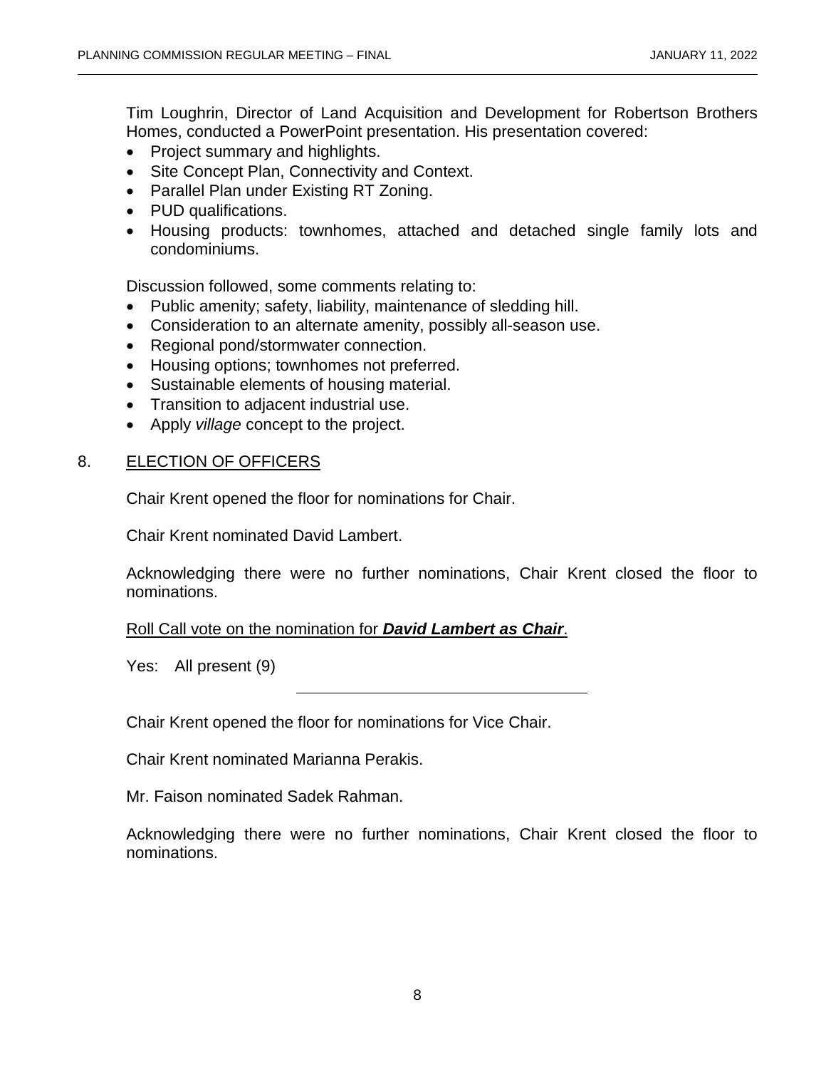Tim Loughrin, Director of Land Acquisition and Development for Robertson Brothers Homes, conducted a PowerPoint presentation. His presentation covered:

- Project summary and highlights.
- Site Concept Plan, Connectivity and Context.
- Parallel Plan under Existing RT Zoning.
- PUD qualifications.
- Housing products: townhomes, attached and detached single family lots and condominiums.

Discussion followed, some comments relating to:

- Public amenity; safety, liability, maintenance of sledding hill.
- Consideration to an alternate amenity, possibly all-season use.
- Regional pond/stormwater connection.
- Housing options; townhomes not preferred.
- Sustainable elements of housing material.
- Transition to adjacent industrial use.
- Apply *village* concept to the project.

## 8. ELECTION OF OFFICERS

Chair Krent opened the floor for nominations for Chair.

Chair Krent nominated David Lambert.

Acknowledging there were no further nominations, Chair Krent closed the floor to nominations.

Roll Call vote on the nomination for ***David Lambert as Chair***.

Yes: All present (9)

---

Chair Krent opened the floor for nominations for Vice Chair.

Chair Krent nominated Marianna Perakis.

Mr. Faison nominated Sadek Rahman.

Acknowledging there were no further nominations, Chair Krent closed the floor to nominations.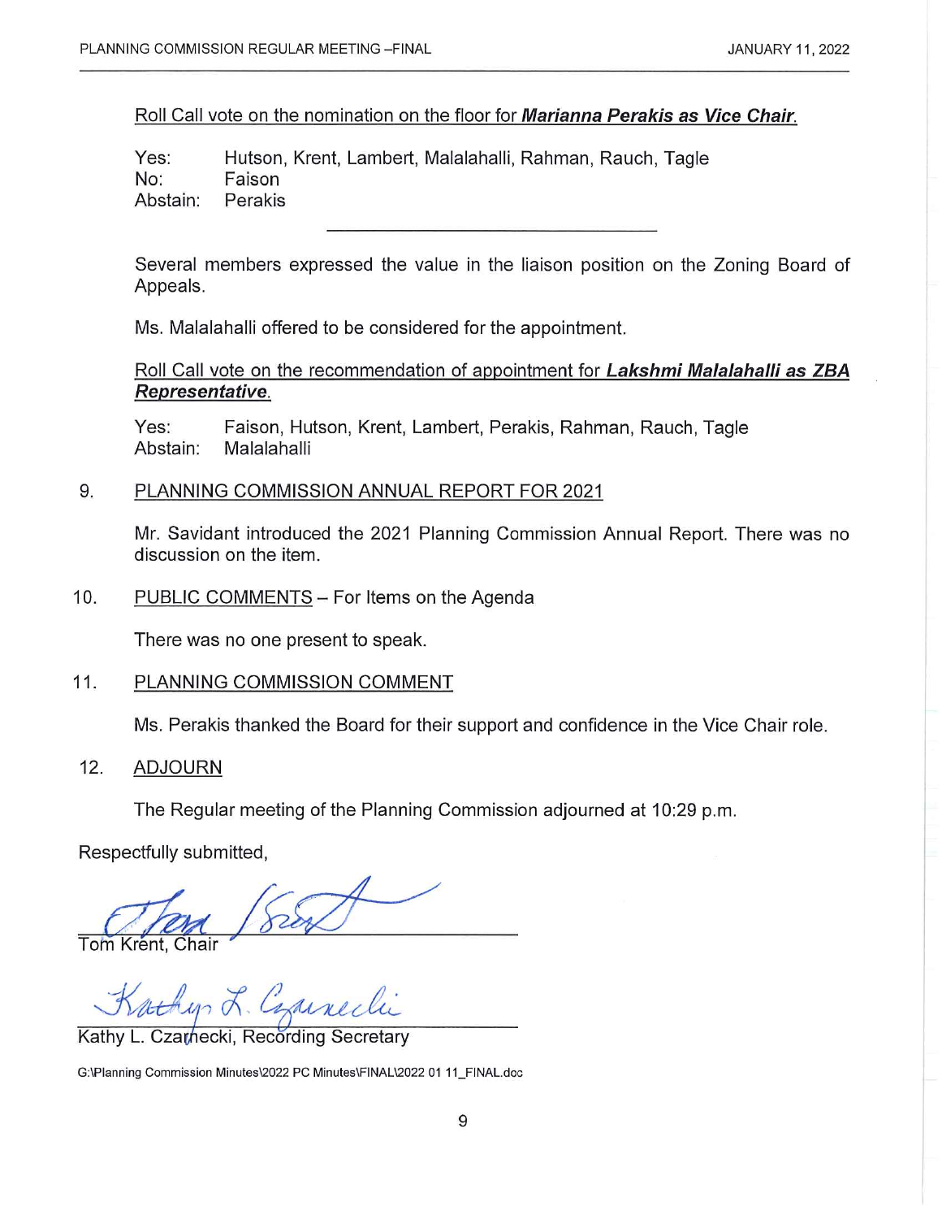Roll Call vote on the nomination on the floor for ***Marianna Perakis as Vice Chair***.

Yes: Hutson, Krent, Lambert, Malalahalli, Rahman, Rauch, Tagle
No: Faison
Abstain: Perakis

---

Several members expressed the value in the liaison position on the Zoning Board of Appeals.

Ms. Malalahalli offered to be considered for the appointment.

Roll Call vote on the recommendation of appointment for ***Lakshmi Malalahalli as ZBA Representative***.

Yes: Faison, Hutson, Krent, Lambert, Perakis, Rahman, Rauch, Tagle
Abstain: Malalahalli

9. PLANNING COMMISSION ANNUAL REPORT FOR 2021

Mr. Savidant introduced the 2021 Planning Commission Annual Report. There was no discussion on the item.

10. PUBLIC COMMENTS – For Items on the Agenda

There was no one present to speak.

11. PLANNING COMMISSION COMMENT

Ms. Perakis thanked the Board for their support and confidence in the Vice Chair role.

12. ADJOURN

The Regular meeting of the Planning Commission adjourned at 10:29 p.m.

Respectfully submitted,

Tom Krent, Chair

Kathy L. Czarnecki, Recording Secretary

G:\Planning Commission Minutes\2022 PC Minutes\FINAL\2022 01 11_FINAL.doc